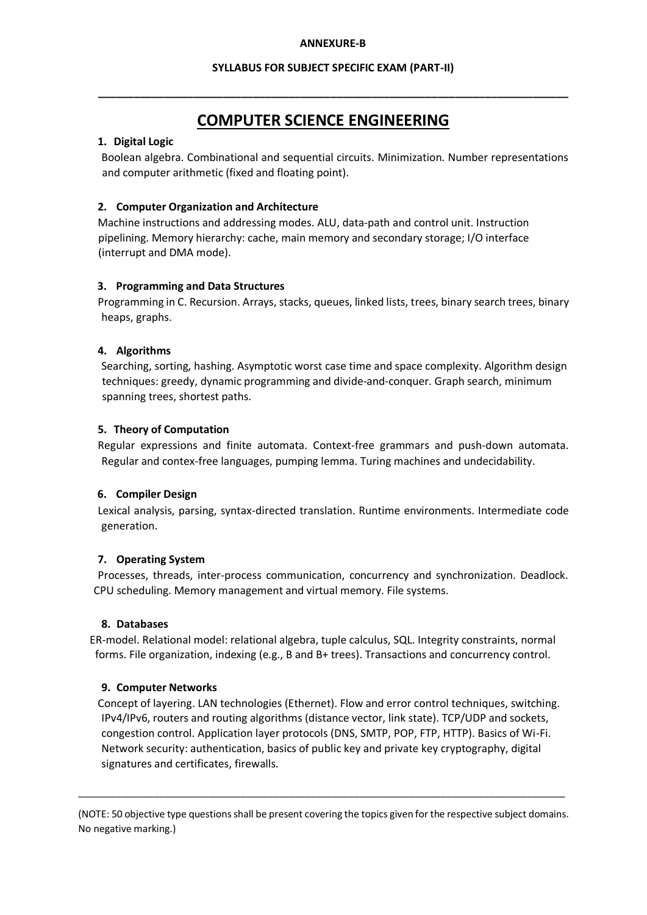**ANNEXURE-B**

**SYLLABUS FOR SUBJECT SPECIFIC EXAM (PART-II)**

---

# COMPUTER SCIENCE ENGINEERING

**1. Digital Logic**

Boolean algebra. Combinational and sequential circuits. Minimization. Number representations and computer arithmetic (fixed and floating point).

**2. Computer Organization and Architecture**

Machine instructions and addressing modes. ALU, data-path and control unit. Instruction pipelining. Memory hierarchy: cache, main memory and secondary storage; I/O interface (interrupt and DMA mode).

**3. Programming and Data Structures**

Programming in C. Recursion. Arrays, stacks, queues, linked lists, trees, binary search trees, binary heaps, graphs.

**4. Algorithms**

Searching, sorting, hashing. Asymptotic worst case time and space complexity. Algorithm design techniques: greedy, dynamic programming and divide-and-conquer. Graph search, minimum spanning trees, shortest paths.

**5. Theory of Computation**

Regular expressions and finite automata. Context-free grammars and push-down automata. Regular and contex-free languages, pumping lemma. Turing machines and undecidability.

**6. Compiler Design**

Lexical analysis, parsing, syntax-directed translation. Runtime environments. Intermediate code generation.

**7. Operating System**

Processes, threads, inter-process communication, concurrency and synchronization. Deadlock. CPU scheduling. Memory management and virtual memory. File systems.

**8. Databases**

ER-model. Relational model: relational algebra, tuple calculus, SQL. Integrity constraints, normal forms. File organization, indexing (e.g., B and B+ trees). Transactions and concurrency control.

**9. Computer Networks**

Concept of layering. LAN technologies (Ethernet). Flow and error control techniques, switching. IPv4/IPv6, routers and routing algorithms (distance vector, link state). TCP/UDP and sockets, congestion control. Application layer protocols (DNS, SMTP, POP, FTP, HTTP). Basics of Wi-Fi. Network security: authentication, basics of public key and private key cryptography, digital signatures and certificates, firewalls.

---

(NOTE: 50 objective type questions shall be present covering the topics given for the respective subject domains. No negative marking.)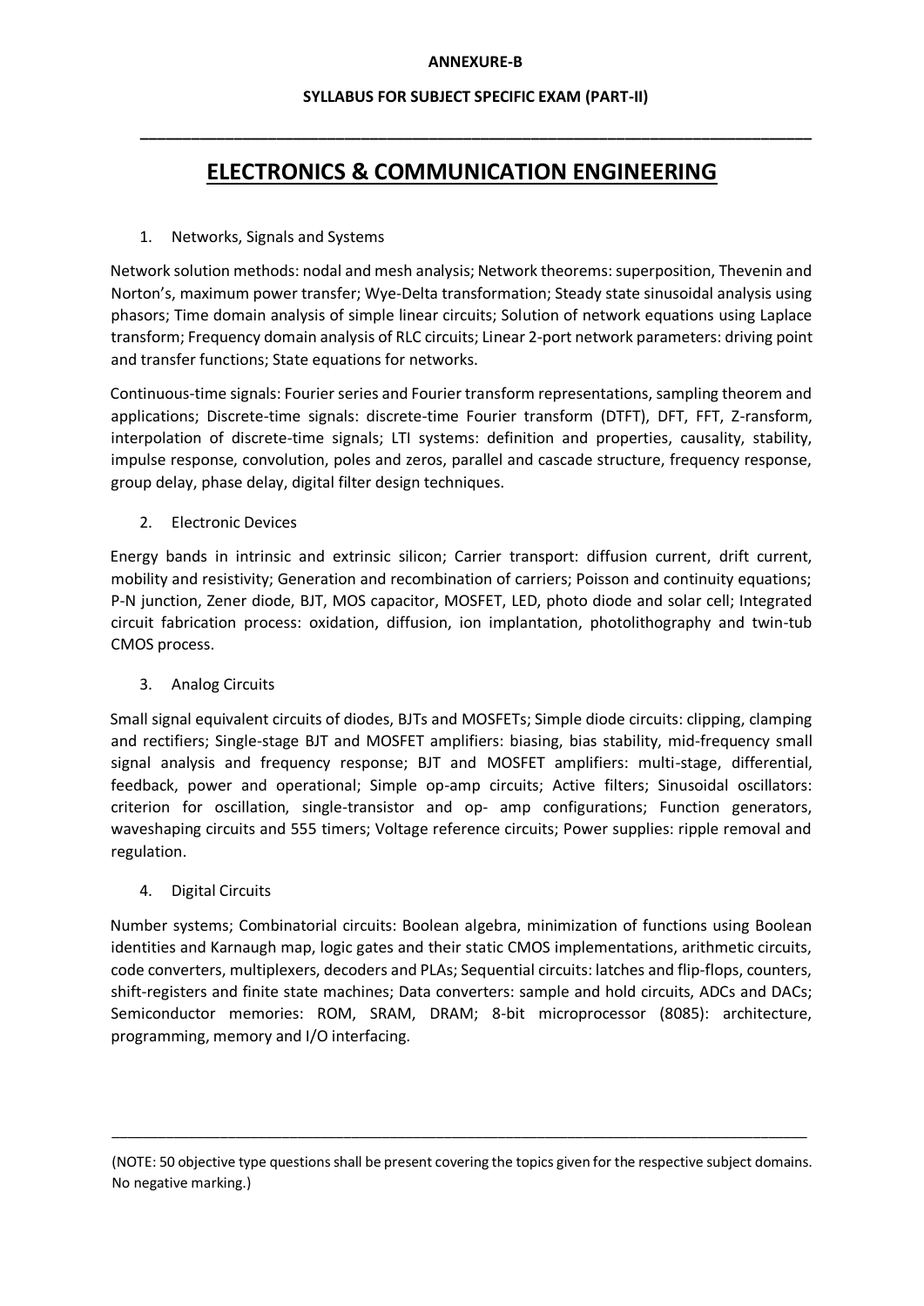**ANNEXURE-B**

**SYLLABUS FOR SUBJECT SPECIFIC EXAM (PART-II)**

---

# ELECTRONICS & COMMUNICATION ENGINEERING

1. Networks, Signals and Systems

Network solution methods: nodal and mesh analysis; Network theorems: superposition, Thevenin and Norton's, maximum power transfer; Wye-Delta transformation; Steady state sinusoidal analysis using phasors; Time domain analysis of simple linear circuits; Solution of network equations using Laplace transform; Frequency domain analysis of RLC circuits; Linear 2-port network parameters: driving point and transfer functions; State equations for networks.

Continuous-time signals: Fourier series and Fourier transform representations, sampling theorem and applications; Discrete-time signals: discrete-time Fourier transform (DTFT), DFT, FFT, Z-ransform, interpolation of discrete-time signals; LTI systems: definition and properties, causality, stability, impulse response, convolution, poles and zeros, parallel and cascade structure, frequency response, group delay, phase delay, digital filter design techniques.

2. Electronic Devices

Energy bands in intrinsic and extrinsic silicon; Carrier transport: diffusion current, drift current, mobility and resistivity; Generation and recombination of carriers; Poisson and continuity equations; P-N junction, Zener diode, BJT, MOS capacitor, MOSFET, LED, photo diode and solar cell; Integrated circuit fabrication process: oxidation, diffusion, ion implantation, photolithography and twin-tub CMOS process.

3. Analog Circuits

Small signal equivalent circuits of diodes, BJTs and MOSFETs; Simple diode circuits: clipping, clamping and rectifiers; Single-stage BJT and MOSFET amplifiers: biasing, bias stability, mid-frequency small signal analysis and frequency response; BJT and MOSFET amplifiers: multi-stage, differential, feedback, power and operational; Simple op-amp circuits; Active filters; Sinusoidal oscillators: criterion for oscillation, single-transistor and op- amp configurations; Function generators, waveshaping circuits and 555 timers; Voltage reference circuits; Power supplies: ripple removal and regulation.

4. Digital Circuits

Number systems; Combinatorial circuits: Boolean algebra, minimization of functions using Boolean identities and Karnaugh map, logic gates and their static CMOS implementations, arithmetic circuits, code converters, multiplexers, decoders and PLAs; Sequential circuits: latches and flip-flops, counters, shift-registers and finite state machines; Data converters: sample and hold circuits, ADCs and DACs; Semiconductor memories: ROM, SRAM, DRAM; 8-bit microprocessor (8085): architecture, programming, memory and I/O interfacing.

---

(NOTE: 50 objective type questions shall be present covering the topics given for the respective subject domains. No negative marking.)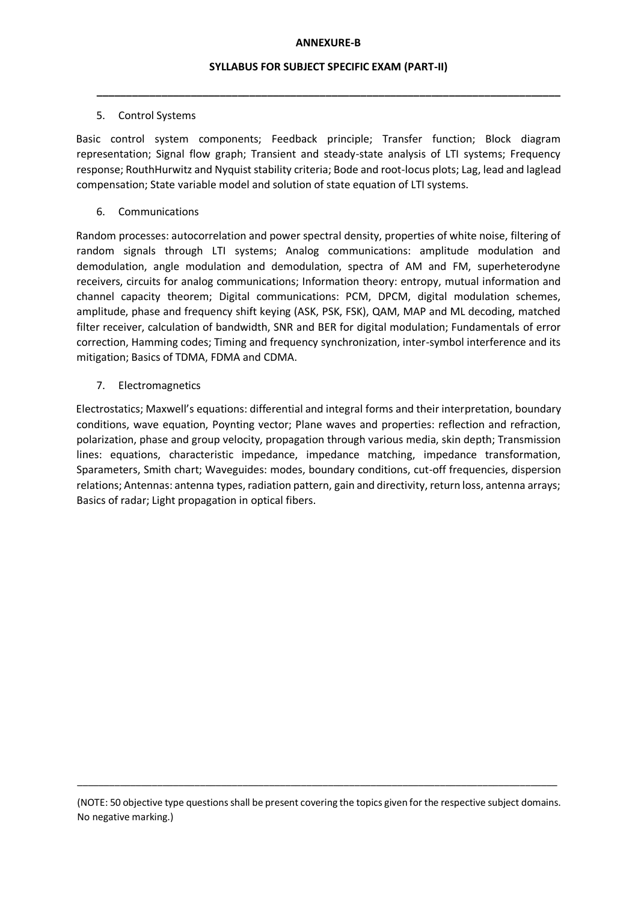**ANNEXURE-B**

**SYLLABUS FOR SUBJECT SPECIFIC EXAM (PART-II)**

---

5. Control Systems

Basic control system components; Feedback principle; Transfer function; Block diagram representation; Signal flow graph; Transient and steady-state analysis of LTI systems; Frequency response; RouthHurwitz and Nyquist stability criteria; Bode and root-locus plots; Lag, lead and laglead compensation; State variable model and solution of state equation of LTI systems.

6. Communications

Random processes: autocorrelation and power spectral density, properties of white noise, filtering of random signals through LTI systems; Analog communications: amplitude modulation and demodulation, angle modulation and demodulation, spectra of AM and FM, superheterodyne receivers, circuits for analog communications; Information theory: entropy, mutual information and channel capacity theorem; Digital communications: PCM, DPCM, digital modulation schemes, amplitude, phase and frequency shift keying (ASK, PSK, FSK), QAM, MAP and ML decoding, matched filter receiver, calculation of bandwidth, SNR and BER for digital modulation; Fundamentals of error correction, Hamming codes; Timing and frequency synchronization, inter-symbol interference and its mitigation; Basics of TDMA, FDMA and CDMA.

7. Electromagnetics

Electrostatics; Maxwell's equations: differential and integral forms and their interpretation, boundary conditions, wave equation, Poynting vector; Plane waves and properties: reflection and refraction, polarization, phase and group velocity, propagation through various media, skin depth; Transmission lines: equations, characteristic impedance, impedance matching, impedance transformation, Sparameters, Smith chart; Waveguides: modes, boundary conditions, cut-off frequencies, dispersion relations; Antennas: antenna types, radiation pattern, gain and directivity, return loss, antenna arrays; Basics of radar; Light propagation in optical fibers.

---

(NOTE: 50 objective type questions shall be present covering the topics given for the respective subject domains. No negative marking.)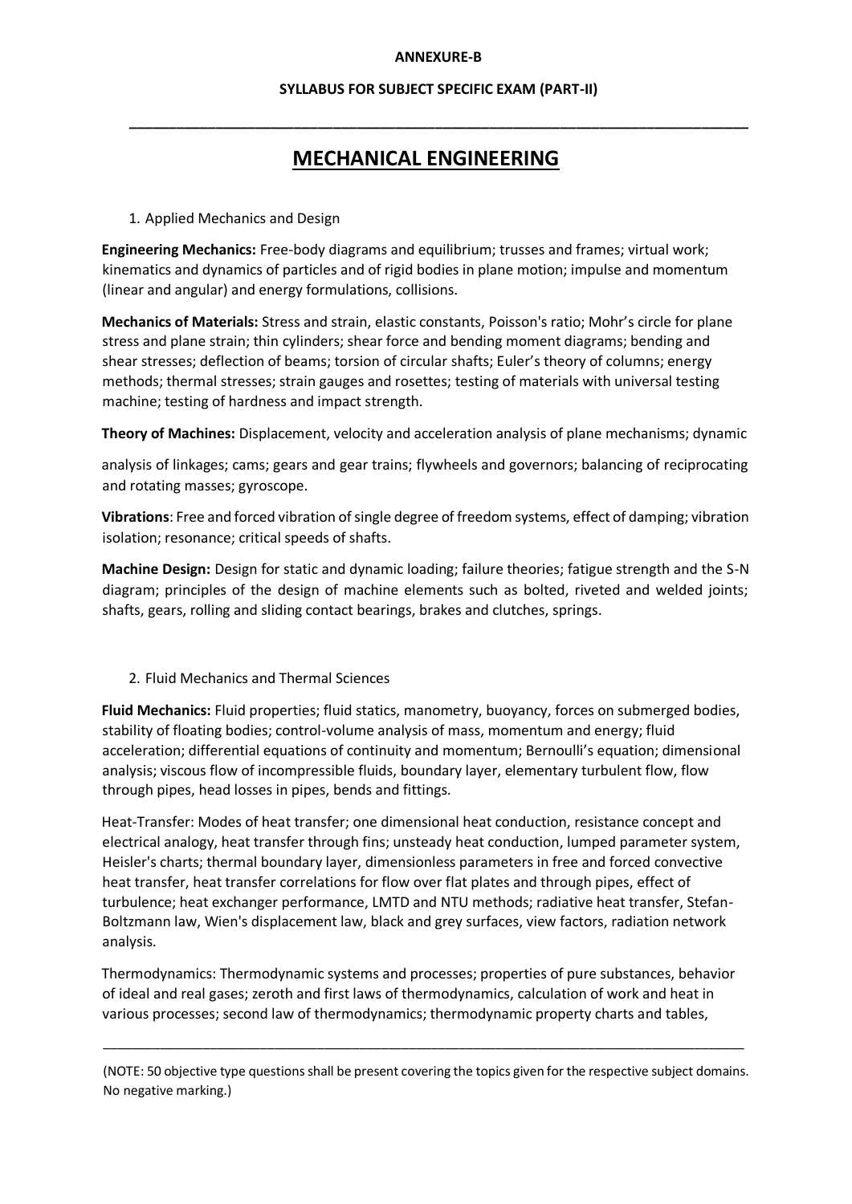**ANNEXURE-B**

**SYLLABUS FOR SUBJECT SPECIFIC EXAM (PART-II)**

# MECHANICAL ENGINEERING

1. Applied Mechanics and Design

**Engineering Mechanics:** Free-body diagrams and equilibrium; trusses and frames; virtual work; kinematics and dynamics of particles and of rigid bodies in plane motion; impulse and momentum (linear and angular) and energy formulations, collisions.

**Mechanics of Materials:** Stress and strain, elastic constants, Poisson's ratio; Mohr's circle for plane stress and plane strain; thin cylinders; shear force and bending moment diagrams; bending and shear stresses; deflection of beams; torsion of circular shafts; Euler's theory of columns; energy methods; thermal stresses; strain gauges and rosettes; testing of materials with universal testing machine; testing of hardness and impact strength.

**Theory of Machines:** Displacement, velocity and acceleration analysis of plane mechanisms; dynamic analysis of linkages; cams; gears and gear trains; flywheels and governors; balancing of reciprocating and rotating masses; gyroscope.

**Vibrations**: Free and forced vibration of single degree of freedom systems, effect of damping; vibration isolation; resonance; critical speeds of shafts.

**Machine Design:** Design for static and dynamic loading; failure theories; fatigue strength and the S-N diagram; principles of the design of machine elements such as bolted, riveted and welded joints; shafts, gears, rolling and sliding contact bearings, brakes and clutches, springs.

2. Fluid Mechanics and Thermal Sciences

**Fluid Mechanics:** Fluid properties; fluid statics, manometry, buoyancy, forces on submerged bodies, stability of floating bodies; control-volume analysis of mass, momentum and energy; fluid acceleration; differential equations of continuity and momentum; Bernoulli's equation; dimensional analysis; viscous flow of incompressible fluids, boundary layer, elementary turbulent flow, flow through pipes, head losses in pipes, bends and fittings.

Heat-Transfer: Modes of heat transfer; one dimensional heat conduction, resistance concept and electrical analogy, heat transfer through fins; unsteady heat conduction, lumped parameter system, Heisler's charts; thermal boundary layer, dimensionless parameters in free and forced convective heat transfer, heat transfer correlations for flow over flat plates and through pipes, effect of turbulence; heat exchanger performance, LMTD and NTU methods; radiative heat transfer, Stefan-Boltzmann law, Wien's displacement law, black and grey surfaces, view factors, radiation network analysis.

Thermodynamics: Thermodynamic systems and processes; properties of pure substances, behavior of ideal and real gases; zeroth and first laws of thermodynamics, calculation of work and heat in various processes; second law of thermodynamics; thermodynamic property charts and tables,

(NOTE: 50 objective type questions shall be present covering the topics given for the respective subject domains. No negative marking.)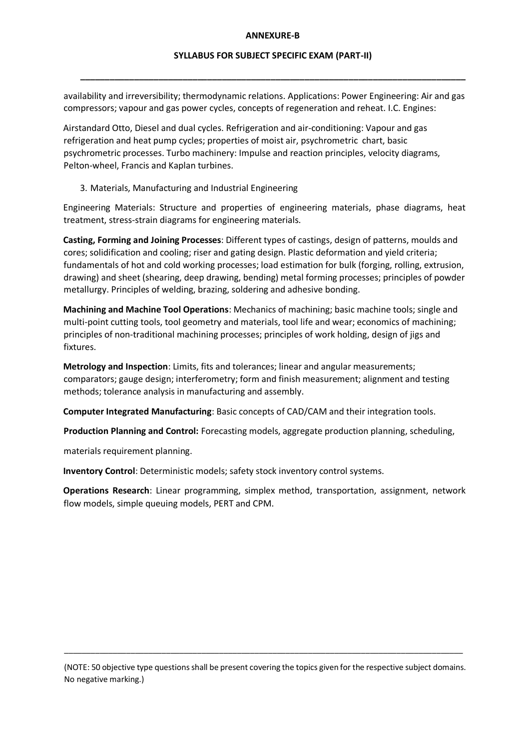**ANNEXURE-B**

**SYLLABUS FOR SUBJECT SPECIFIC EXAM (PART-II)**

---

availability and irreversibility; thermodynamic relations. Applications: Power Engineering: Air and gas compressors; vapour and gas power cycles, concepts of regeneration and reheat. I.C. Engines:

Airstandard Otto, Diesel and dual cycles. Refrigeration and air-conditioning: Vapour and gas refrigeration and heat pump cycles; properties of moist air, psychrometric chart, basic psychrometric processes. Turbo machinery: Impulse and reaction principles, velocity diagrams, Pelton-wheel, Francis and Kaplan turbines.

3. Materials, Manufacturing and Industrial Engineering

Engineering Materials: Structure and properties of engineering materials, phase diagrams, heat treatment, stress-strain diagrams for engineering materials.

**Casting, Forming and Joining Processes**: Different types of castings, design of patterns, moulds and cores; solidification and cooling; riser and gating design. Plastic deformation and yield criteria; fundamentals of hot and cold working processes; load estimation for bulk (forging, rolling, extrusion, drawing) and sheet (shearing, deep drawing, bending) metal forming processes; principles of powder metallurgy. Principles of welding, brazing, soldering and adhesive bonding.

**Machining and Machine Tool Operations**: Mechanics of machining; basic machine tools; single and multi-point cutting tools, tool geometry and materials, tool life and wear; economics of machining; principles of non-traditional machining processes; principles of work holding, design of jigs and fixtures.

**Metrology and Inspection**: Limits, fits and tolerances; linear and angular measurements; comparators; gauge design; interferometry; form and finish measurement; alignment and testing methods; tolerance analysis in manufacturing and assembly.

**Computer Integrated Manufacturing**: Basic concepts of CAD/CAM and their integration tools.

**Production Planning and Control:** Forecasting models, aggregate production planning, scheduling,

materials requirement planning.

**Inventory Control**: Deterministic models; safety stock inventory control systems.

**Operations Research**: Linear programming, simplex method, transportation, assignment, network flow models, simple queuing models, PERT and CPM.

---

(NOTE: 50 objective type questions shall be present covering the topics given for the respective subject domains. No negative marking.)